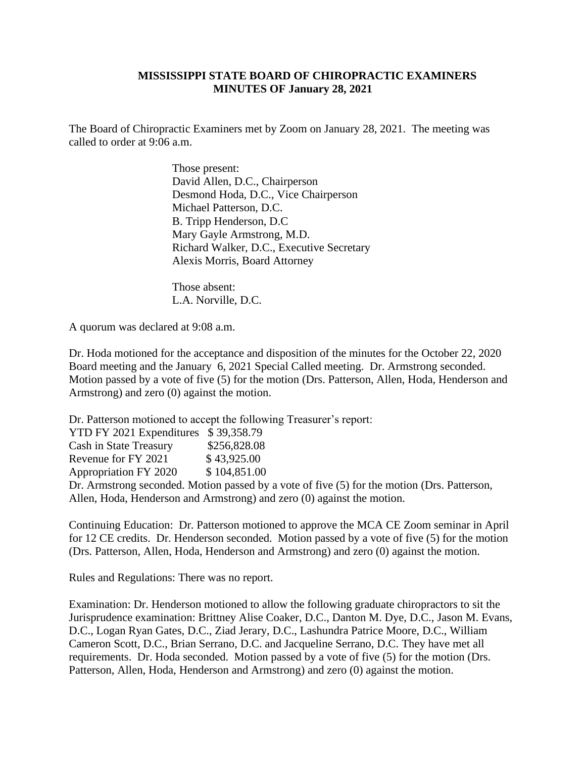# MISSISSIPPI STATE BOARD OF CHIROPRACTIC EXAMINERS
## MINUTES OF January 28, 2021

The Board of Chiropractic Examiners met by Zoom on January 28, 2021. The meeting was called to order at 9:06 a.m.

Those present:
David Allen, D.C., Chairperson
Desmond Hoda, D.C., Vice Chairperson
Michael Patterson, D.C.
B. Tripp Henderson, D.C
Mary Gayle Armstrong, M.D.
Richard Walker, D.C., Executive Secretary
Alexis Morris, Board Attorney

Those absent:
L.A. Norville, D.C.

A quorum was declared at 9:08 a.m.

Dr. Hoda motioned for the acceptance and disposition of the minutes for the October 22, 2020 Board meeting and the January 6, 2021 Special Called meeting. Dr. Armstrong seconded. Motion passed by a vote of five (5) for the motion (Drs. Patterson, Allen, Hoda, Henderson and Armstrong) and zero (0) against the motion.

Dr. Patterson motioned to accept the following Treasurer's report:

| | |
|---|---|
| YTD FY 2021 Expenditures | $ 39,358.79 |
| Cash in State Treasury | $256,828.08 |
| Revenue for FY 2021 | $ 43,925.00 |
| Appropriation FY 2020 | $ 104,851.00 |

Dr. Armstrong seconded. Motion passed by a vote of five (5) for the motion (Drs. Patterson, Allen, Hoda, Henderson and Armstrong) and zero (0) against the motion.

Continuing Education: Dr. Patterson motioned to approve the MCA CE Zoom seminar in April for 12 CE credits. Dr. Henderson seconded. Motion passed by a vote of five (5) for the motion (Drs. Patterson, Allen, Hoda, Henderson and Armstrong) and zero (0) against the motion.

Rules and Regulations: There was no report.

Examination: Dr. Henderson motioned to allow the following graduate chiropractors to sit the Jurisprudence examination: Brittney Alise Coaker, D.C., Danton M. Dye, D.C., Jason M. Evans, D.C., Logan Ryan Gates, D.C., Ziad Jerary, D.C., Lashundra Patrice Moore, D.C., William Cameron Scott, D.C., Brian Serrano, D.C. and Jacqueline Serrano, D.C. They have met all requirements. Dr. Hoda seconded. Motion passed by a vote of five (5) for the motion (Drs. Patterson, Allen, Hoda, Henderson and Armstrong) and zero (0) against the motion.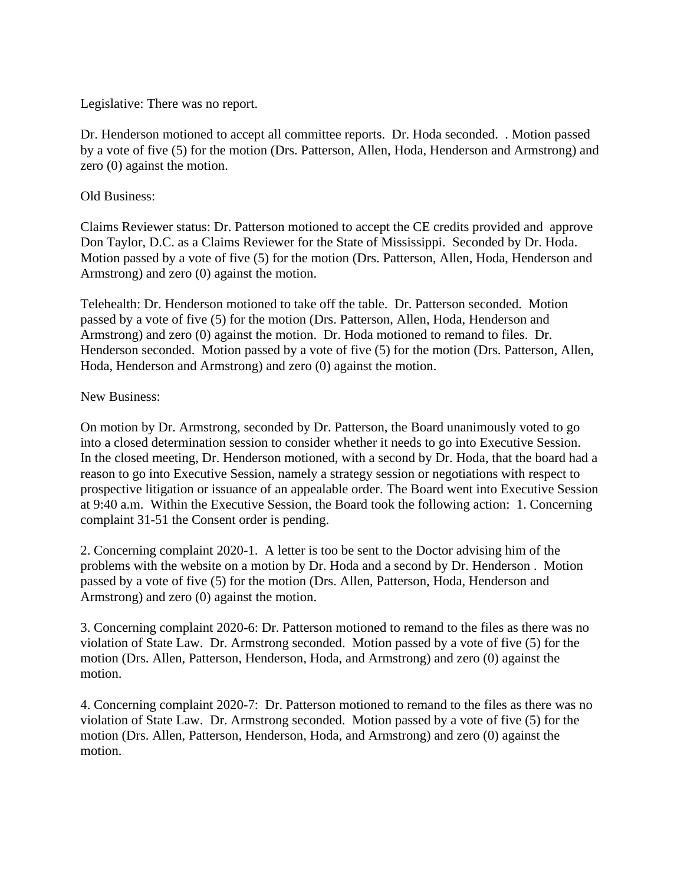Legislative: There was no report.

Dr. Henderson motioned to accept all committee reports. Dr. Hoda seconded. . Motion passed by a vote of five (5) for the motion (Drs. Patterson, Allen, Hoda, Henderson and Armstrong) and zero (0) against the motion.

Old Business:

Claims Reviewer status: Dr. Patterson motioned to accept the CE credits provided and approve Don Taylor, D.C. as a Claims Reviewer for the State of Mississippi. Seconded by Dr. Hoda. Motion passed by a vote of five (5) for the motion (Drs. Patterson, Allen, Hoda, Henderson and Armstrong) and zero (0) against the motion.

Telehealth: Dr. Henderson motioned to take off the table. Dr. Patterson seconded. Motion passed by a vote of five (5) for the motion (Drs. Patterson, Allen, Hoda, Henderson and Armstrong) and zero (0) against the motion. Dr. Hoda motioned to remand to files. Dr. Henderson seconded. Motion passed by a vote of five (5) for the motion (Drs. Patterson, Allen, Hoda, Henderson and Armstrong) and zero (0) against the motion.

New Business:

On motion by Dr. Armstrong, seconded by Dr. Patterson, the Board unanimously voted to go into a closed determination session to consider whether it needs to go into Executive Session. In the closed meeting, Dr. Henderson motioned, with a second by Dr. Hoda, that the board had a reason to go into Executive Session, namely a strategy session or negotiations with respect to prospective litigation or issuance of an appealable order. The Board went into Executive Session at 9:40 a.m. Within the Executive Session, the Board took the following action: 1. Concerning complaint 31-51 the Consent order is pending.

2. Concerning complaint 2020-1. A letter is too be sent to the Doctor advising him of the problems with the website on a motion by Dr. Hoda and a second by Dr. Henderson . Motion passed by a vote of five (5) for the motion (Drs. Allen, Patterson, Hoda, Henderson and Armstrong) and zero (0) against the motion.

3. Concerning complaint 2020-6: Dr. Patterson motioned to remand to the files as there was no violation of State Law. Dr. Armstrong seconded. Motion passed by a vote of five (5) for the motion (Drs. Allen, Patterson, Henderson, Hoda, and Armstrong) and zero (0) against the motion.

4. Concerning complaint 2020-7: Dr. Patterson motioned to remand to the files as there was no violation of State Law. Dr. Armstrong seconded. Motion passed by a vote of five (5) for the motion (Drs. Allen, Patterson, Henderson, Hoda, and Armstrong) and zero (0) against the motion.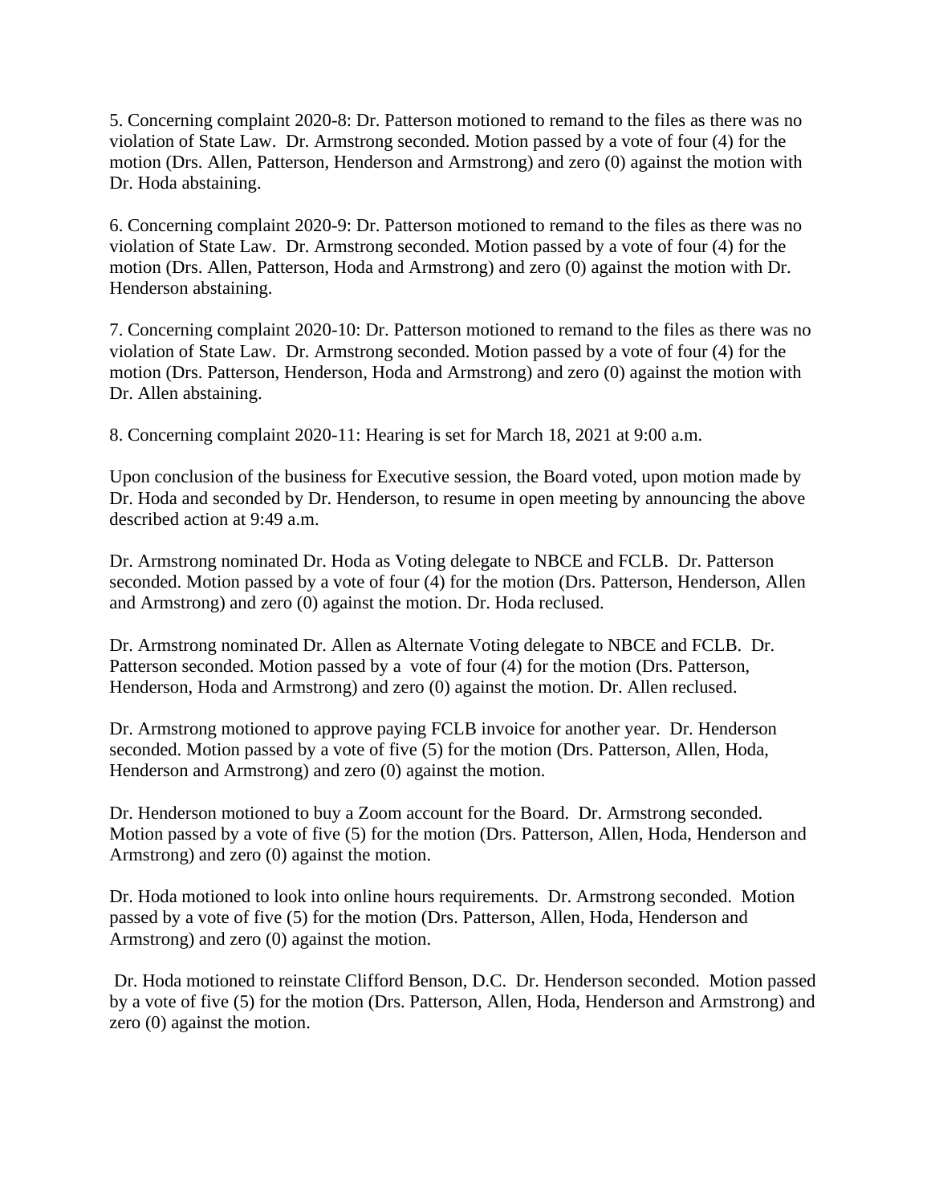5. Concerning complaint 2020-8: Dr. Patterson motioned to remand to the files as there was no violation of State Law. Dr. Armstrong seconded. Motion passed by a vote of four (4) for the motion (Drs. Allen, Patterson, Henderson and Armstrong) and zero (0) against the motion with Dr. Hoda abstaining.

6. Concerning complaint 2020-9: Dr. Patterson motioned to remand to the files as there was no violation of State Law. Dr. Armstrong seconded. Motion passed by a vote of four (4) for the motion (Drs. Allen, Patterson, Hoda and Armstrong) and zero (0) against the motion with Dr. Henderson abstaining.

7. Concerning complaint 2020-10: Dr. Patterson motioned to remand to the files as there was no violation of State Law. Dr. Armstrong seconded. Motion passed by a vote of four (4) for the motion (Drs. Patterson, Henderson, Hoda and Armstrong) and zero (0) against the motion with Dr. Allen abstaining.

8. Concerning complaint 2020-11: Hearing is set for March 18, 2021 at 9:00 a.m.

Upon conclusion of the business for Executive session, the Board voted, upon motion made by Dr. Hoda and seconded by Dr. Henderson, to resume in open meeting by announcing the above described action at 9:49 a.m.

Dr. Armstrong nominated Dr. Hoda as Voting delegate to NBCE and FCLB. Dr. Patterson seconded. Motion passed by a vote of four (4) for the motion (Drs. Patterson, Henderson, Allen and Armstrong) and zero (0) against the motion. Dr. Hoda reclused.

Dr. Armstrong nominated Dr. Allen as Alternate Voting delegate to NBCE and FCLB. Dr. Patterson seconded. Motion passed by a vote of four (4) for the motion (Drs. Patterson, Henderson, Hoda and Armstrong) and zero (0) against the motion. Dr. Allen reclused.

Dr. Armstrong motioned to approve paying FCLB invoice for another year. Dr. Henderson seconded. Motion passed by a vote of five (5) for the motion (Drs. Patterson, Allen, Hoda, Henderson and Armstrong) and zero (0) against the motion.

Dr. Henderson motioned to buy a Zoom account for the Board. Dr. Armstrong seconded. Motion passed by a vote of five (5) for the motion (Drs. Patterson, Allen, Hoda, Henderson and Armstrong) and zero (0) against the motion.

Dr. Hoda motioned to look into online hours requirements. Dr. Armstrong seconded. Motion passed by a vote of five (5) for the motion (Drs. Patterson, Allen, Hoda, Henderson and Armstrong) and zero (0) against the motion.

Dr. Hoda motioned to reinstate Clifford Benson, D.C. Dr. Henderson seconded. Motion passed by a vote of five (5) for the motion (Drs. Patterson, Allen, Hoda, Henderson and Armstrong) and zero (0) against the motion.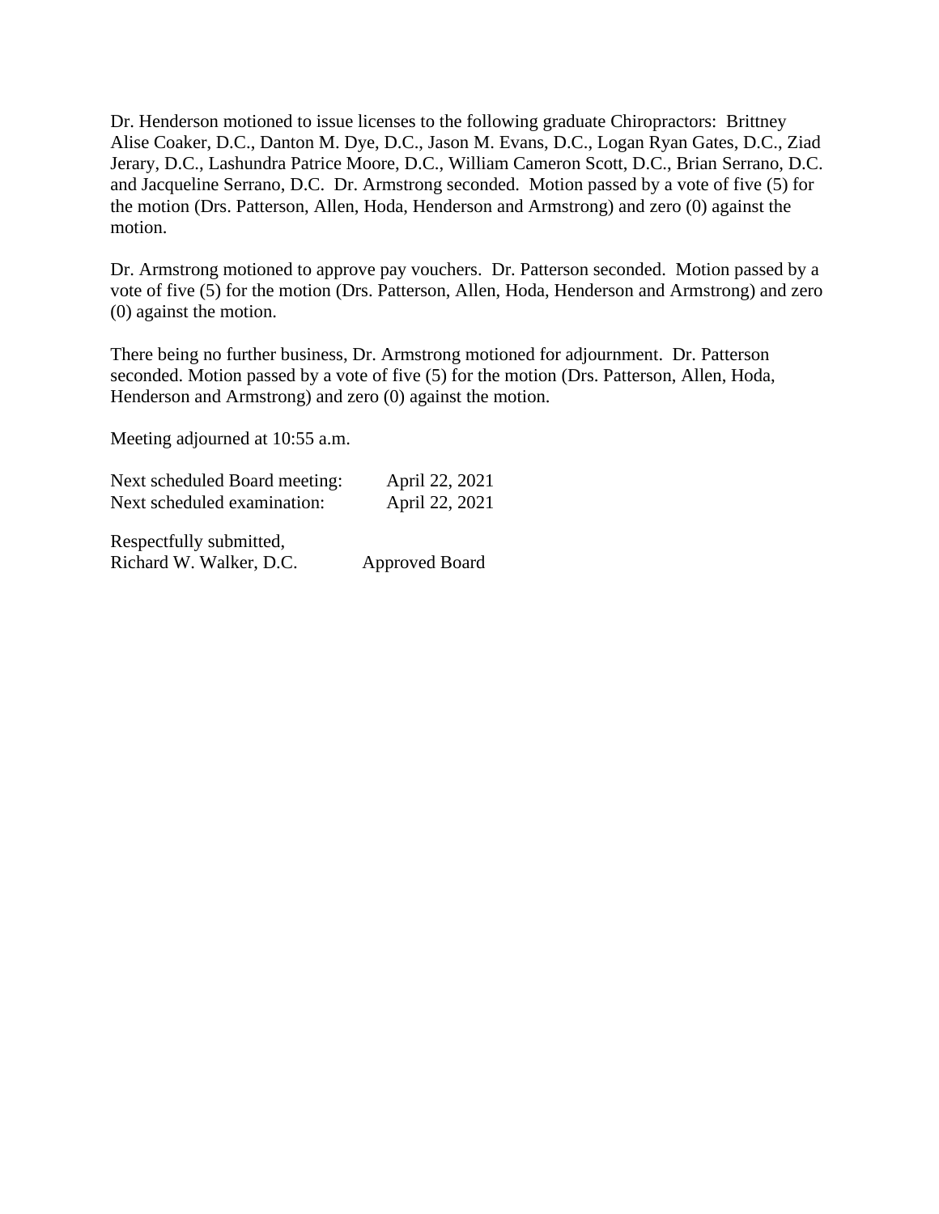Dr. Henderson motioned to issue licenses to the following graduate Chiropractors: Brittney Alise Coaker, D.C., Danton M. Dye, D.C., Jason M. Evans, D.C., Logan Ryan Gates, D.C., Ziad Jerary, D.C., Lashundra Patrice Moore, D.C., William Cameron Scott, D.C., Brian Serrano, D.C. and Jacqueline Serrano, D.C. Dr. Armstrong seconded. Motion passed by a vote of five (5) for the motion (Drs. Patterson, Allen, Hoda, Henderson and Armstrong) and zero (0) against the motion.

Dr. Armstrong motioned to approve pay vouchers. Dr. Patterson seconded. Motion passed by a vote of five (5) for the motion (Drs. Patterson, Allen, Hoda, Henderson and Armstrong) and zero (0) against the motion.

There being no further business, Dr. Armstrong motioned for adjournment. Dr. Patterson seconded. Motion passed by a vote of five (5) for the motion (Drs. Patterson, Allen, Hoda, Henderson and Armstrong) and zero (0) against the motion.

Meeting adjourned at 10:55 a.m.

Next scheduled Board meeting: April 22, 2021
Next scheduled examination: April 22, 2021

Respectfully submitted,
Richard W. Walker, D.C. Approved Board